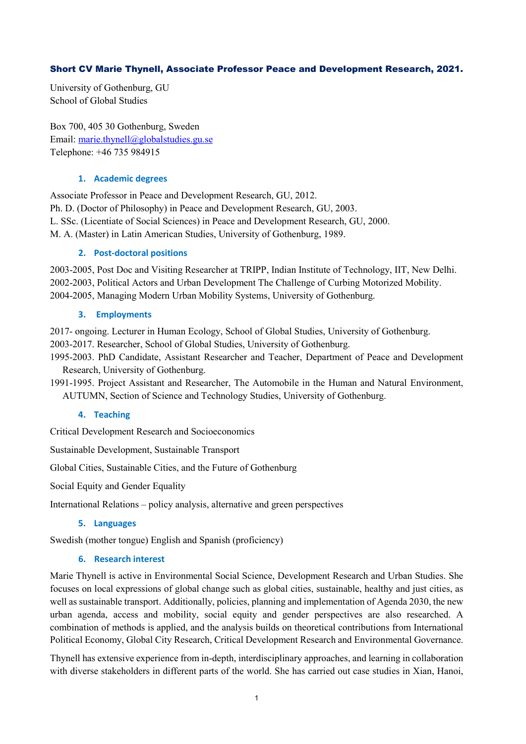# Short CV Marie Thynell, Associate Professor Peace and Development Research, 2021.

University of Gothenburg, GU
School of Global Studies

Box 700, 405 30 Gothenburg, Sweden
Email: marie.thynell@globalstudies.gu.se
Telephone: +46 735 984915

## 1. Academic degrees

Associate Professor in Peace and Development Research, GU, 2012.
Ph. D. (Doctor of Philosophy) in Peace and Development Research, GU, 2003.
L. SSc. (Licentiate of Social Sciences) in Peace and Development Research, GU, 2000.
M. A. (Master) in Latin American Studies, University of Gothenburg, 1989.

## 2. Post-doctoral positions

2003-2005, Post Doc and Visiting Researcher at TRIPP, Indian Institute of Technology, IIT, New Delhi.
2002-2003, Political Actors and Urban Development The Challenge of Curbing Motorized Mobility.
2004-2005, Managing Modern Urban Mobility Systems, University of Gothenburg.

## 3. Employments

2017- ongoing. Lecturer in Human Ecology, School of Global Studies, University of Gothenburg.
2003-2017. Researcher, School of Global Studies, University of Gothenburg.
1995-2003. PhD Candidate, Assistant Researcher and Teacher, Department of Peace and Development Research, University of Gothenburg.
1991-1995. Project Assistant and Researcher, The Automobile in the Human and Natural Environment, AUTUMN, Section of Science and Technology Studies, University of Gothenburg.

## 4. Teaching

Critical Development Research and Socioeconomics

Sustainable Development, Sustainable Transport

Global Cities, Sustainable Cities, and the Future of Gothenburg

Social Equity and Gender Equality

International Relations – policy analysis, alternative and green perspectives

## 5. Languages

Swedish (mother tongue) English and Spanish (proficiency)

## 6. Research interest

Marie Thynell is active in Environmental Social Science, Development Research and Urban Studies. She focuses on local expressions of global change such as global cities, sustainable, healthy and just cities, as well as sustainable transport. Additionally, policies, planning and implementation of Agenda 2030, the new urban agenda, access and mobility, social equity and gender perspectives are also researched. A combination of methods is applied, and the analysis builds on theoretical contributions from International Political Economy, Global City Research, Critical Development Research and Environmental Governance.

Thynell has extensive experience from in-depth, interdisciplinary approaches, and learning in collaboration with diverse stakeholders in different parts of the world. She has carried out case studies in Xian, Hanoi,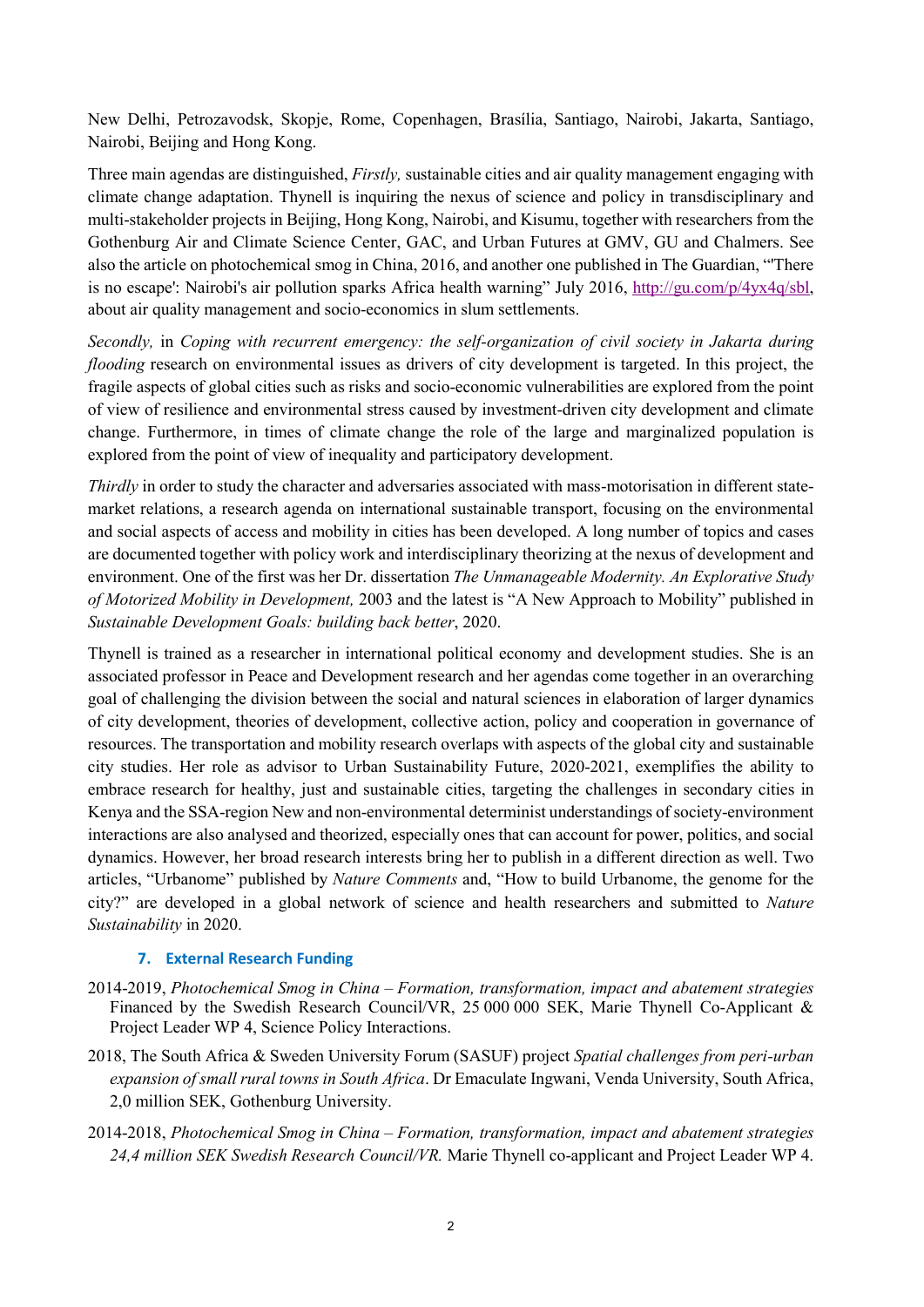New Delhi, Petrozavodsk, Skopje, Rome, Copenhagen, Brasília, Santiago, Nairobi, Jakarta, Santiago, Nairobi, Beijing and Hong Kong.

Three main agendas are distinguished, *Firstly,* sustainable cities and air quality management engaging with climate change adaptation. Thynell is inquiring the nexus of science and policy in transdisciplinary and multi-stakeholder projects in Beijing, Hong Kong, Nairobi, and Kisumu, together with researchers from the Gothenburg Air and Climate Science Center, GAC, and Urban Futures at GMV, GU and Chalmers. See also the article on photochemical smog in China, 2016, and another one published in The Guardian, "'There is no escape': Nairobi's air pollution sparks Africa health warning" July 2016, http://gu.com/p/4yx4q/sbl, about air quality management and socio-economics in slum settlements.

*Secondly,* in *Coping with recurrent emergency: the self-organization of civil society in Jakarta during flooding* research on environmental issues as drivers of city development is targeted. In this project, the fragile aspects of global cities such as risks and socio-economic vulnerabilities are explored from the point of view of resilience and environmental stress caused by investment-driven city development and climate change. Furthermore, in times of climate change the role of the large and marginalized population is explored from the point of view of inequality and participatory development.

*Thirdly* in order to study the character and adversaries associated with mass-motorisation in different state-market relations, a research agenda on international sustainable transport, focusing on the environmental and social aspects of access and mobility in cities has been developed. A long number of topics and cases are documented together with policy work and interdisciplinary theorizing at the nexus of development and environment. One of the first was her Dr. dissertation *The Unmanageable Modernity. An Explorative Study of Motorized Mobility in Development,* 2003 and the latest is "A New Approach to Mobility" published in *Sustainable Development Goals: building back better*, 2020.

Thynell is trained as a researcher in international political economy and development studies. She is an associated professor in Peace and Development research and her agendas come together in an overarching goal of challenging the division between the social and natural sciences in elaboration of larger dynamics of city development, theories of development, collective action, policy and cooperation in governance of resources. The transportation and mobility research overlaps with aspects of the global city and sustainable city studies. Her role as advisor to Urban Sustainability Future, 2020-2021, exemplifies the ability to embrace research for healthy, just and sustainable cities, targeting the challenges in secondary cities in Kenya and the SSA-region New and non-environmental determinist understandings of society-environment interactions are also analysed and theorized, especially ones that can account for power, politics, and social dynamics. However, her broad research interests bring her to publish in a different direction as well. Two articles, "Urbanome" published by *Nature Comments* and, "How to build Urbanome, the genome for the city?" are developed in a global network of science and health researchers and submitted to *Nature Sustainability* in 2020.

## 7. External Research Funding

2014-2019, *Photochemical Smog in China – Formation, transformation, impact and abatement strategies* Financed by the Swedish Research Council/VR, 25 000 000 SEK, Marie Thynell Co-Applicant & Project Leader WP 4, Science Policy Interactions.

2018, The South Africa & Sweden University Forum (SASUF) project *Spatial challenges from peri-urban expansion of small rural towns in South Africa*. Dr Emaculate Ingwani, Venda University, South Africa, 2,0 million SEK, Gothenburg University.

2014-2018, *Photochemical Smog in China – Formation, transformation, impact and abatement strategies 24,4 million SEK Swedish Research Council/VR.* Marie Thynell co-applicant and Project Leader WP 4.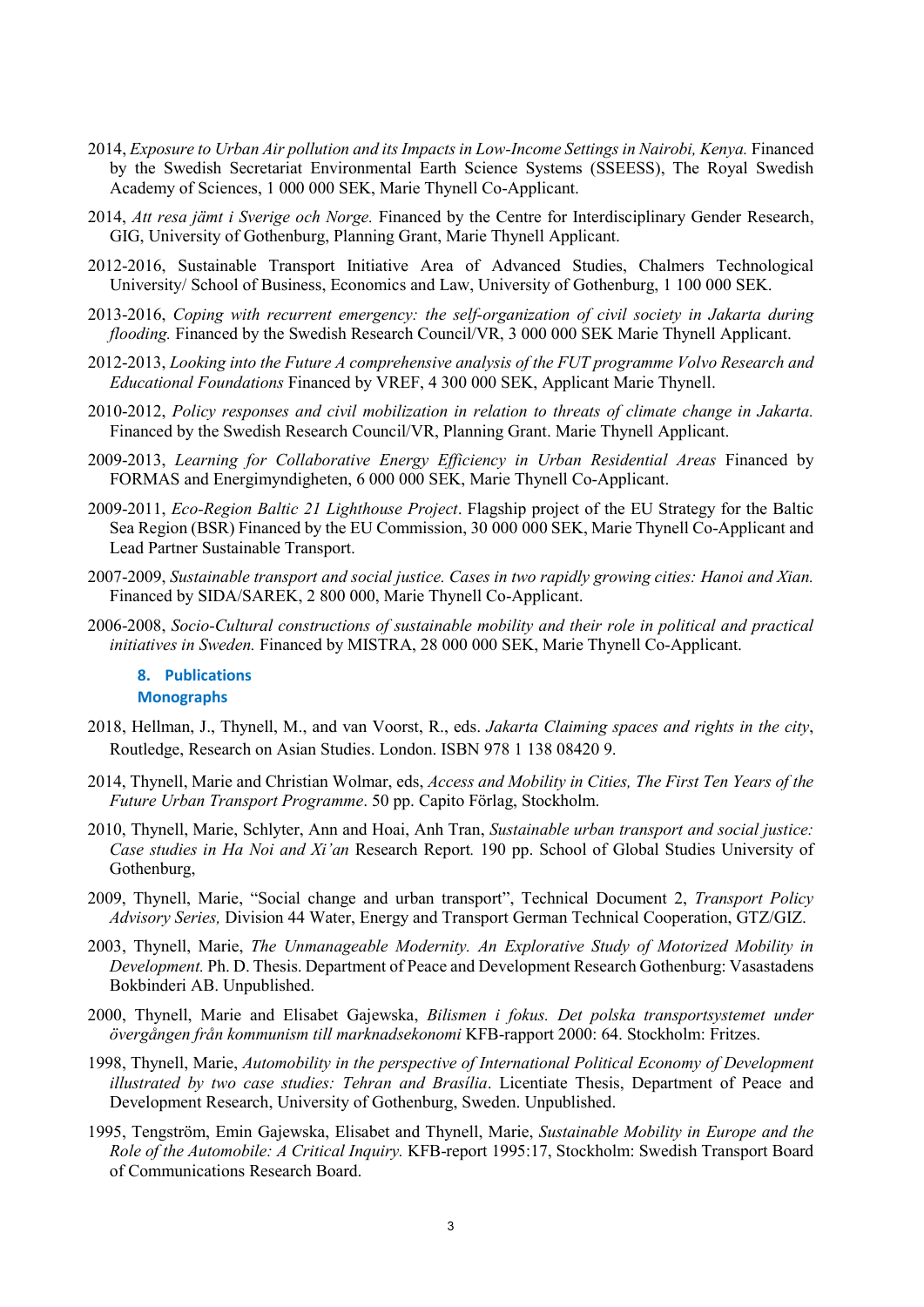2014, *Exposure to Urban Air pollution and its Impacts in Low-Income Settings in Nairobi, Kenya.* Financed by the Swedish Secretariat Environmental Earth Science Systems (SSEESS), The Royal Swedish Academy of Sciences, 1 000 000 SEK, Marie Thynell Co-Applicant.

2014, *Att resa jämt i Sverige och Norge.* Financed by the Centre for Interdisciplinary Gender Research, GIG, University of Gothenburg, Planning Grant, Marie Thynell Applicant.

2012-2016, Sustainable Transport Initiative Area of Advanced Studies, Chalmers Technological University/ School of Business, Economics and Law, University of Gothenburg, 1 100 000 SEK.

2013-2016, *Coping with recurrent emergency: the self-organization of civil society in Jakarta during flooding.* Financed by the Swedish Research Council/VR, 3 000 000 SEK Marie Thynell Applicant.

2012-2013, *Looking into the Future A comprehensive analysis of the FUT programme Volvo Research and Educational Foundations* Financed by VREF, 4 300 000 SEK, Applicant Marie Thynell.

2010-2012, *Policy responses and civil mobilization in relation to threats of climate change in Jakarta.* Financed by the Swedish Research Council/VR, Planning Grant. Marie Thynell Applicant.

2009-2013, *Learning for Collaborative Energy Efficiency in Urban Residential Areas* Financed by FORMAS and Energimyndigheten, 6 000 000 SEK, Marie Thynell Co-Applicant.

2009-2011, *Eco-Region Baltic 21 Lighthouse Project*. Flagship project of the EU Strategy for the Baltic Sea Region (BSR) Financed by the EU Commission, 30 000 000 SEK, Marie Thynell Co-Applicant and Lead Partner Sustainable Transport.

2007-2009, *Sustainable transport and social justice. Cases in two rapidly growing cities: Hanoi and Xian.* Financed by SIDA/SAREK, 2 800 000, Marie Thynell Co-Applicant.

2006-2008, *Socio-Cultural constructions of sustainable mobility and their role in political and practical initiatives in Sweden.* Financed by MISTRA, 28 000 000 SEK, Marie Thynell Co-Applicant.

## 8. Publications

### Monographs

2018, Hellman, J., Thynell, M., and van Voorst, R., eds. *Jakarta Claiming spaces and rights in the city*, Routledge, Research on Asian Studies. London. ISBN 978 1 138 08420 9.

2014, Thynell, Marie and Christian Wolmar, eds, *Access and Mobility in Cities, The First Ten Years of the Future Urban Transport Programme*. 50 pp. Capito Förlag, Stockholm.

2010, Thynell, Marie, Schlyter, Ann and Hoai, Anh Tran, *Sustainable urban transport and social justice: Case studies in Ha Noi and Xi'an* Research Report*.* 190 pp. School of Global Studies University of Gothenburg,

2009, Thynell, Marie, "Social change and urban transport", Technical Document 2, *Transport Policy Advisory Series,* Division 44 Water, Energy and Transport German Technical Cooperation, GTZ/GIZ.

2003, Thynell, Marie, *The Unmanageable Modernity. An Explorative Study of Motorized Mobility in Development.* Ph. D. Thesis. Department of Peace and Development Research Gothenburg: Vasastadens Bokbinderi AB. Unpublished.

2000, Thynell, Marie and Elisabet Gajewska, *Bilismen i fokus. Det polska transportsystemet under övergången från kommunism till marknadsekonomi* KFB-rapport 2000: 64. Stockholm: Fritzes.

1998, Thynell, Marie, *Automobility in the perspective of International Political Economy of Development illustrated by two case studies: Tehran and Brasília*. Licentiate Thesis, Department of Peace and Development Research, University of Gothenburg, Sweden. Unpublished.

1995, Tengström, Emin Gajewska, Elisabet and Thynell, Marie, *Sustainable Mobility in Europe and the Role of the Automobile: A Critical Inquiry.* KFB-report 1995:17, Stockholm: Swedish Transport Board of Communications Research Board.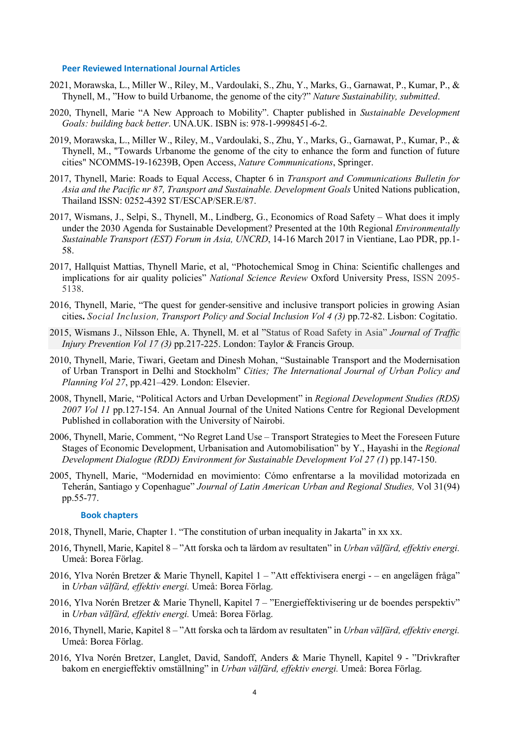### Peer Reviewed International Journal Articles

2021, Morawska, L., Miller W., Riley, M., Vardoulaki, S., Zhu, Y., Marks, G., Garnawat, P., Kumar, P., & Thynell, M., "How to build Urbanome, the genome of the city?" *Nature Sustainability, submitted*.

2020, Thynell, Marie "A New Approach to Mobility". Chapter published in *Sustainable Development Goals: building back better*. UNA.UK. ISBN is: 978-1-9998451-6-2.

2019, Morawska, L., Miller W., Riley, M., Vardoulaki, S., Zhu, Y., Marks, G., Garnawat, P., Kumar, P., & Thynell, M., "Towards Urbanome the genome of the city to enhance the form and function of future cities" NCOMMS-19-16239B, Open Access, *Nature Communications*, Springer.

2017, Thynell, Marie: Roads to Equal Access, Chapter 6 in *Transport and Communications Bulletin for Asia and the Pacific nr 87, Transport and Sustainable. Development Goals* United Nations publication, Thailand ISSN: 0252-4392 ST/ESCAP/SER.E/87.

2017, Wismans, J., Selpi, S., Thynell, M., Lindberg, G., Economics of Road Safety – What does it imply under the 2030 Agenda for Sustainable Development? Presented at the 10th Regional *Environmentally Sustainable Transport (EST) Forum in Asia, UNCRD*, 14-16 March 2017 in Vientiane, Lao PDR, pp.1-58.

2017, Hallquist Mattias, Thynell Marie, et al, "Photochemical Smog in China: Scientific challenges and implications for air quality policies" *National Science Review* Oxford University Press, ISSN 2095-5138.

2016, Thynell, Marie, "The quest for gender-sensitive and inclusive transport policies in growing Asian cities**.** *Social Inclusion, Transport Policy and Social Inclusion Vol 4 (3)* pp.72-82. Lisbon: Cogitatio.

2015, Wismans J., Nilsson Ehle, A. Thynell, M. et al "Status of Road Safety in Asia" *Journal of Traffic Injury Prevention Vol 17 (3)* pp.217-225. London: Taylor & Francis Group.

2010, Thynell, Marie, Tiwari, Geetam and Dinesh Mohan, "Sustainable Transport and the Modernisation of Urban Transport in Delhi and Stockholm" *Cities; The International Journal of Urban Policy and Planning Vol 27*, pp.421–429. London: Elsevier.

2008, Thynell, Marie, "Political Actors and Urban Development" in *Regional Development Studies (RDS) 2007 Vol 11* pp.127-154. An Annual Journal of the United Nations Centre for Regional Development Published in collaboration with the University of Nairobi.

2006, Thynell, Marie, Comment, "No Regret Land Use – Transport Strategies to Meet the Foreseen Future Stages of Economic Development, Urbanisation and Automobilisation" by Y., Hayashi in the *Regional Development Dialogue (RDD) Environment for Sustainable Development Vol 27 (1*) pp.147-150.

2005, Thynell, Marie, "Modernidad en movimiento: Cómo enfrentarse a la movilidad motorizada en Teherán, Santiago y Copenhague" *Journal of Latin American Urban and Regional Studies,* Vol 31(94) pp.55-77.

### Book chapters

2018, Thynell, Marie, Chapter 1. "The constitution of urban inequality in Jakarta" in xx xx.

2016, Thynell, Marie, Kapitel 8 – "Att forska och ta lärdom av resultaten" in *Urban välfärd, effektiv energi.* Umeå: Borea Förlag.

2016, Ylva Norén Bretzer & Marie Thynell, Kapitel 1 – "Att effektivisera energi - – en angelägen fråga" in *Urban välfärd, effektiv energi.* Umeå: Borea Förlag.

2016, Ylva Norén Bretzer & Marie Thynell, Kapitel 7 – "Energieffektivisering ur de boendes perspektiv" in *Urban välfärd, effektiv energi.* Umeå: Borea Förlag.

2016, Thynell, Marie, Kapitel 8 – "Att forska och ta lärdom av resultaten" in *Urban välfärd, effektiv energi.* Umeå: Borea Förlag.

2016, Ylva Norén Bretzer, Langlet, David, Sandoff, Anders & Marie Thynell, Kapitel 9 - "Drivkrafter bakom en energieffektiv omställning" in *Urban välfärd, effektiv energi.* Umeå: Borea Förlag.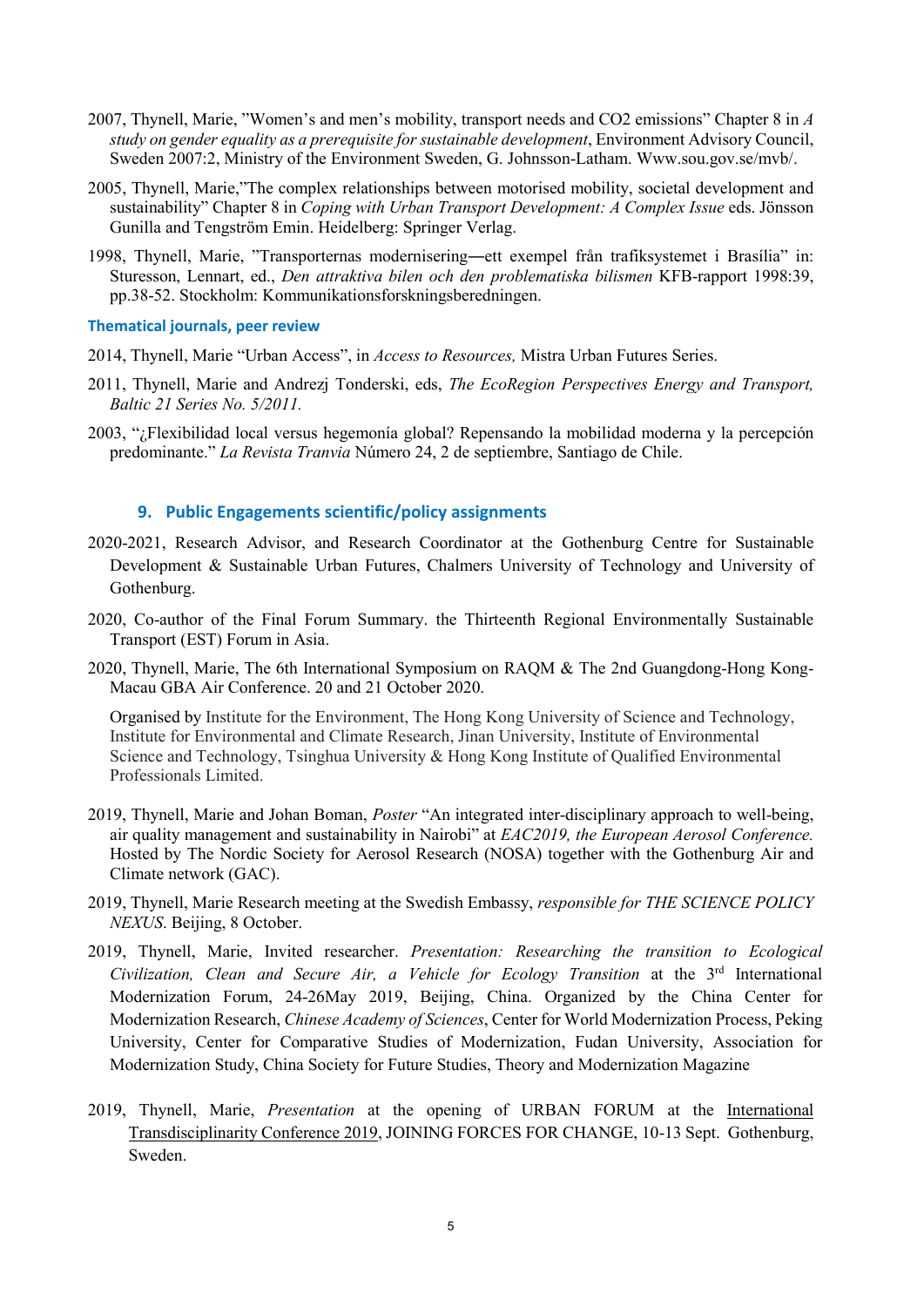2007, Thynell, Marie, "Women's and men's mobility, transport needs and CO2 emissions" Chapter 8 in *A study on gender equality as a prerequisite for sustainable development*, Environment Advisory Council, Sweden 2007:2, Ministry of the Environment Sweden, G. Johnsson-Latham. Www.sou.gov.se/mvb/.

2005, Thynell, Marie,"The complex relationships between motorised mobility, societal development and sustainability" Chapter 8 in *Coping with Urban Transport Development: A Complex Issue* eds. Jönsson Gunilla and Tengström Emin. Heidelberg: Springer Verlag.

1998, Thynell, Marie, "Transporternas modernisering—ett exempel från trafiksystemet i Brasília" in: Sturesson, Lennart, ed., *Den attraktiva bilen och den problematiska bilismen* KFB-rapport 1998:39, pp.38-52. Stockholm: Kommunikationsforskningsberedningen.

### Thematical journals, peer review

2014, Thynell, Marie "Urban Access", in *Access to Resources,* Mistra Urban Futures Series.

2011, Thynell, Marie and Andrezj Tonderski, eds, *The EcoRegion Perspectives Energy and Transport, Baltic 21 Series No. 5/2011.*

2003, "¿Flexibilidad local versus hegemonía global? Repensando la mobilidad moderna y la percepción predominante." *La Revista Tranvia* Número 24, 2 de septiembre, Santiago de Chile.

## 9. Public Engagements scientific/policy assignments

2020-2021, Research Advisor, and Research Coordinator at the Gothenburg Centre for Sustainable Development & Sustainable Urban Futures, Chalmers University of Technology and University of Gothenburg.

2020, Co-author of the Final Forum Summary. the Thirteenth Regional Environmentally Sustainable Transport (EST) Forum in Asia.

2020, Thynell, Marie, The 6th International Symposium on RAQM & The 2nd Guangdong-Hong Kong-Macau GBA Air Conference. 20 and 21 October 2020.

Organised by Institute for the Environment, The Hong Kong University of Science and Technology, Institute for Environmental and Climate Research, Jinan University, Institute of Environmental Science and Technology, Tsinghua University & Hong Kong Institute of Qualified Environmental Professionals Limited.

2019, Thynell, Marie and Johan Boman, *Poster* "An integrated inter-disciplinary approach to well-being, air quality management and sustainability in Nairobi" at *EAC2019, the European Aerosol Conference.* Hosted by The Nordic Society for Aerosol Research (NOSA) together with the Gothenburg Air and Climate network (GAC).

2019, Thynell, Marie Research meeting at the Swedish Embassy, *responsible for THE SCIENCE POLICY NEXUS*. Beijing, 8 October.

2019, Thynell, Marie, Invited researcher. *Presentation: Researching the transition to Ecological Civilization, Clean and Secure Air, a Vehicle for Ecology Transition* at the 3rd International Modernization Forum, 24-26May 2019, Beijing, China. Organized by the China Center for Modernization Research, *Chinese Academy of Sciences*, Center for World Modernization Process, Peking University, Center for Comparative Studies of Modernization, Fudan University, Association for Modernization Study, China Society for Future Studies, Theory and Modernization Magazine

2019, Thynell, Marie, *Presentation* at the opening of URBAN FORUM at the International Transdisciplinarity Conference 2019, JOINING FORCES FOR CHANGE, 10-13 Sept. Gothenburg, Sweden.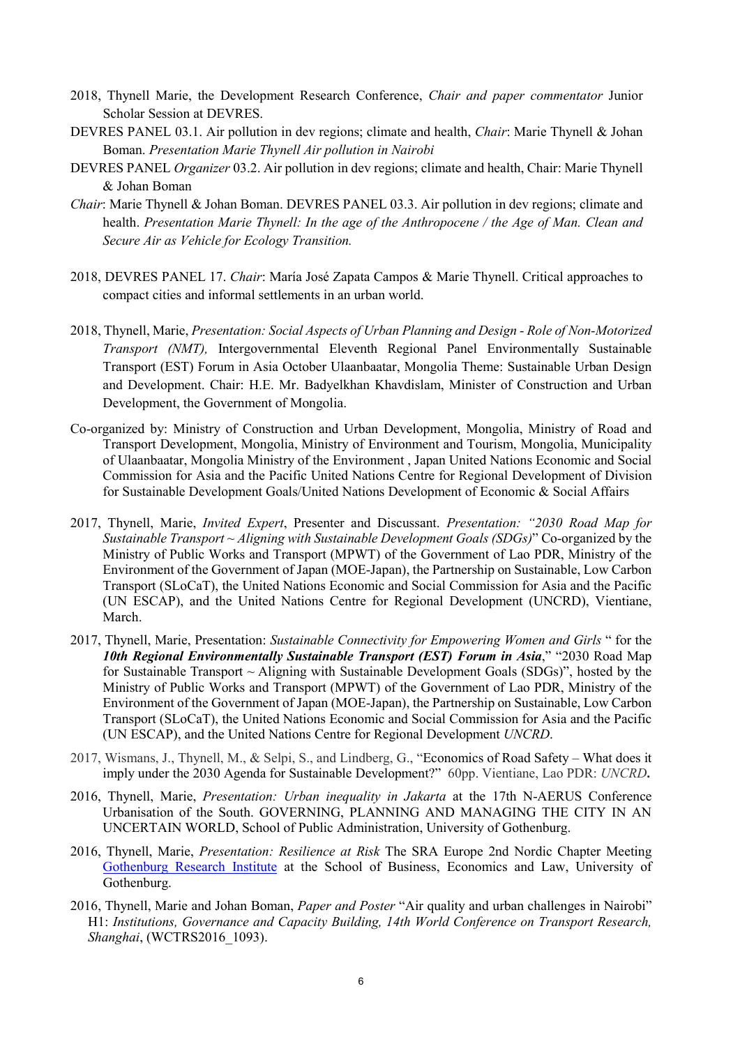2018, Thynell Marie, the Development Research Conference, *Chair and paper commentator* Junior Scholar Session at DEVRES.

DEVRES PANEL 03.1. Air pollution in dev regions; climate and health, *Chair*: Marie Thynell & Johan Boman. *Presentation Marie Thynell Air pollution in Nairobi*

DEVRES PANEL *Organizer* 03.2. Air pollution in dev regions; climate and health, Chair: Marie Thynell & Johan Boman

*Chair*: Marie Thynell & Johan Boman. DEVRES PANEL 03.3. Air pollution in dev regions; climate and health. *Presentation Marie Thynell: In the age of the Anthropocene / the Age of Man. Clean and Secure Air as Vehicle for Ecology Transition.*

2018, DEVRES PANEL 17. *Chair*: María José Zapata Campos & Marie Thynell. Critical approaches to compact cities and informal settlements in an urban world.

2018, Thynell, Marie, *Presentation: Social Aspects of Urban Planning and Design - Role of Non-Motorized Transport (NMT),* Intergovernmental Eleventh Regional Panel Environmentally Sustainable Transport (EST) Forum in Asia October Ulaanbaatar, Mongolia Theme: Sustainable Urban Design and Development. Chair: H.E. Mr. Badyelkhan Khavdislam, Minister of Construction and Urban Development, the Government of Mongolia.

Co-organized by: Ministry of Construction and Urban Development, Mongolia, Ministry of Road and Transport Development, Mongolia, Ministry of Environment and Tourism, Mongolia, Municipality of Ulaanbaatar, Mongolia Ministry of the Environment , Japan United Nations Economic and Social Commission for Asia and the Pacific United Nations Centre for Regional Development of Division for Sustainable Development Goals/United Nations Development of Economic & Social Affairs

2017, Thynell, Marie, *Invited Expert*, Presenter and Discussant. *Presentation: "2030 Road Map for Sustainable Transport ~ Aligning with Sustainable Development Goals (SDGs)*" Co-organized by the Ministry of Public Works and Transport (MPWT) of the Government of Lao PDR, Ministry of the Environment of the Government of Japan (MOE-Japan), the Partnership on Sustainable, Low Carbon Transport (SLoCaT), the United Nations Economic and Social Commission for Asia and the Pacific (UN ESCAP), and the United Nations Centre for Regional Development (UNCRD), Vientiane, March.

2017, Thynell, Marie, Presentation: *Sustainable Connectivity for Empowering Women and Girls* " for the ***10th Regional Environmentally Sustainable Transport (EST) Forum in Asia***," "2030 Road Map for Sustainable Transport ~ Aligning with Sustainable Development Goals (SDGs)", hosted by the Ministry of Public Works and Transport (MPWT) of the Government of Lao PDR, Ministry of the Environment of the Government of Japan (MOE-Japan), the Partnership on Sustainable, Low Carbon Transport (SLoCaT), the United Nations Economic and Social Commission for Asia and the Pacific (UN ESCAP), and the United Nations Centre for Regional Development *UNCRD*.

2017, Wismans, J., Thynell, M., & Selpi, S., and Lindberg, G., "Economics of Road Safety – What does it imply under the 2030 Agenda for Sustainable Development?" 60pp. Vientiane, Lao PDR: *UNCRD***.**

2016, Thynell, Marie, *Presentation: Urban inequality in Jakarta* at the 17th N-AERUS Conference Urbanisation of the South. GOVERNING, PLANNING AND MANAGING THE CITY IN AN UNCERTAIN WORLD, School of Public Administration, University of Gothenburg.

2016, Thynell, Marie, *Presentation: Resilience at Risk* The SRA Europe 2nd Nordic Chapter Meeting Gothenburg Research Institute at the School of Business, Economics and Law, University of Gothenburg.

2016, Thynell, Marie and Johan Boman, *Paper and Poster* "Air quality and urban challenges in Nairobi" H1: *Institutions, Governance and Capacity Building, 14th World Conference on Transport Research, Shanghai*, (WCTRS2016_1093).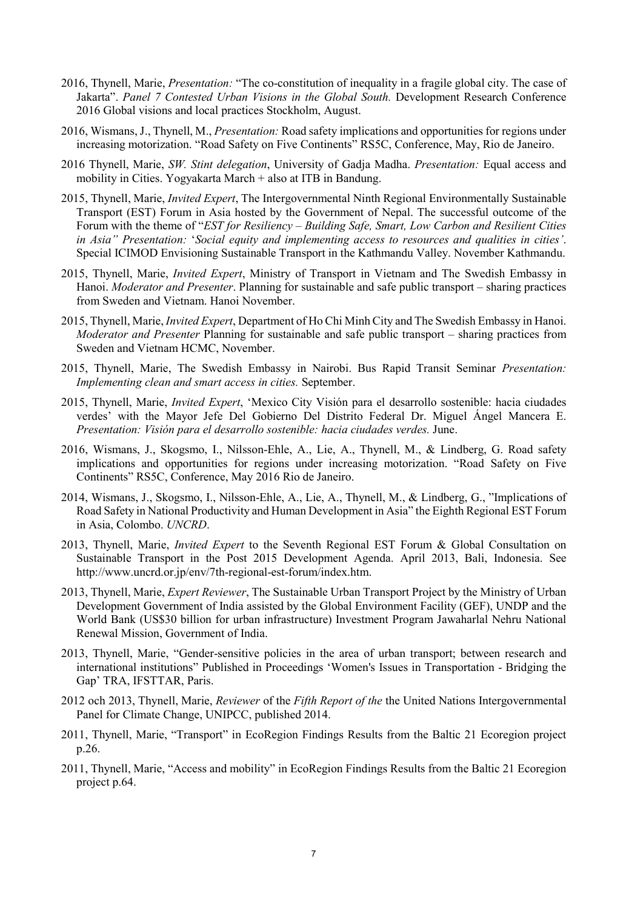2016, Thynell, Marie, *Presentation:* "The co-constitution of inequality in a fragile global city. The case of Jakarta". *Panel 7 Contested Urban Visions in the Global South.* Development Research Conference 2016 Global visions and local practices Stockholm, August.

2016, Wismans, J., Thynell, M., *Presentation:* Road safety implications and opportunities for regions under increasing motorization. "Road Safety on Five Continents" RS5C, Conference, May, Rio de Janeiro.

2016 Thynell, Marie, *SW. Stint delegation*, University of Gadja Madha. *Presentation:* Equal access and mobility in Cities. Yogyakarta March + also at ITB in Bandung.

2015, Thynell, Marie, *Invited Expert*, The Intergovernmental Ninth Regional Environmentally Sustainable Transport (EST) Forum in Asia hosted by the Government of Nepal. The successful outcome of the Forum with the theme of "*EST for Resiliency – Building Safe, Smart, Low Carbon and Resilient Cities in Asia" Presentation:* '*Social equity and implementing access to resources and qualities in cities'*. Special ICIMOD Envisioning Sustainable Transport in the Kathmandu Valley. November Kathmandu.

2015, Thynell, Marie, *Invited Expert*, Ministry of Transport in Vietnam and The Swedish Embassy in Hanoi. *Moderator and Presenter*. Planning for sustainable and safe public transport – sharing practices from Sweden and Vietnam. Hanoi November.

2015, Thynell, Marie, *Invited Expert*, Department of Ho Chi Minh City and The Swedish Embassy in Hanoi. *Moderator and Presenter* Planning for sustainable and safe public transport – sharing practices from Sweden and Vietnam HCMC, November.

2015, Thynell, Marie, The Swedish Embassy in Nairobi. Bus Rapid Transit Seminar *Presentation: Implementing clean and smart access in cities.* September.

2015, Thynell, Marie, *Invited Expert*, 'Mexico City Visión para el desarrollo sostenible: hacia ciudades verdes' with the Mayor Jefe Del Gobierno Del Distrito Federal Dr. Miguel Ángel Mancera E. *Presentation: Visión para el desarrollo sostenible: hacia ciudades verdes.* June.

2016, Wismans, J., Skogsmo, I., Nilsson-Ehle, A., Lie, A., Thynell, M., & Lindberg, G. Road safety implications and opportunities for regions under increasing motorization. "Road Safety on Five Continents" RS5C, Conference, May 2016 Rio de Janeiro.

2014, Wismans, J., Skogsmo, I., Nilsson-Ehle, A., Lie, A., Thynell, M., & Lindberg, G., "Implications of Road Safety in National Productivity and Human Development in Asia" the Eighth Regional EST Forum in Asia, Colombo. *UNCRD*.

2013, Thynell, Marie, *Invited Expert* to the Seventh Regional EST Forum & Global Consultation on Sustainable Transport in the Post 2015 Development Agenda. April 2013, Bali, Indonesia. See http://www.uncrd.or.jp/env/7th-regional-est-forum/index.htm.

2013, Thynell, Marie, *Expert Reviewer*, The Sustainable Urban Transport Project by the Ministry of Urban Development Government of India assisted by the Global Environment Facility (GEF), UNDP and the World Bank (US$30 billion for urban infrastructure) Investment Program Jawaharlal Nehru National Renewal Mission, Government of India.

2013, Thynell, Marie, "Gender-sensitive policies in the area of urban transport; between research and international institutions" Published in Proceedings 'Women's Issues in Transportation - Bridging the Gap' TRA, IFSTTAR, Paris.

2012 och 2013, Thynell, Marie, *Reviewer* of the *Fifth Report of the* the United Nations Intergovernmental Panel for Climate Change, UNIPCC, published 2014.

2011, Thynell, Marie, "Transport" in EcoRegion Findings Results from the Baltic 21 Ecoregion project p.26.

2011, Thynell, Marie, "Access and mobility" in EcoRegion Findings Results from the Baltic 21 Ecoregion project p.64.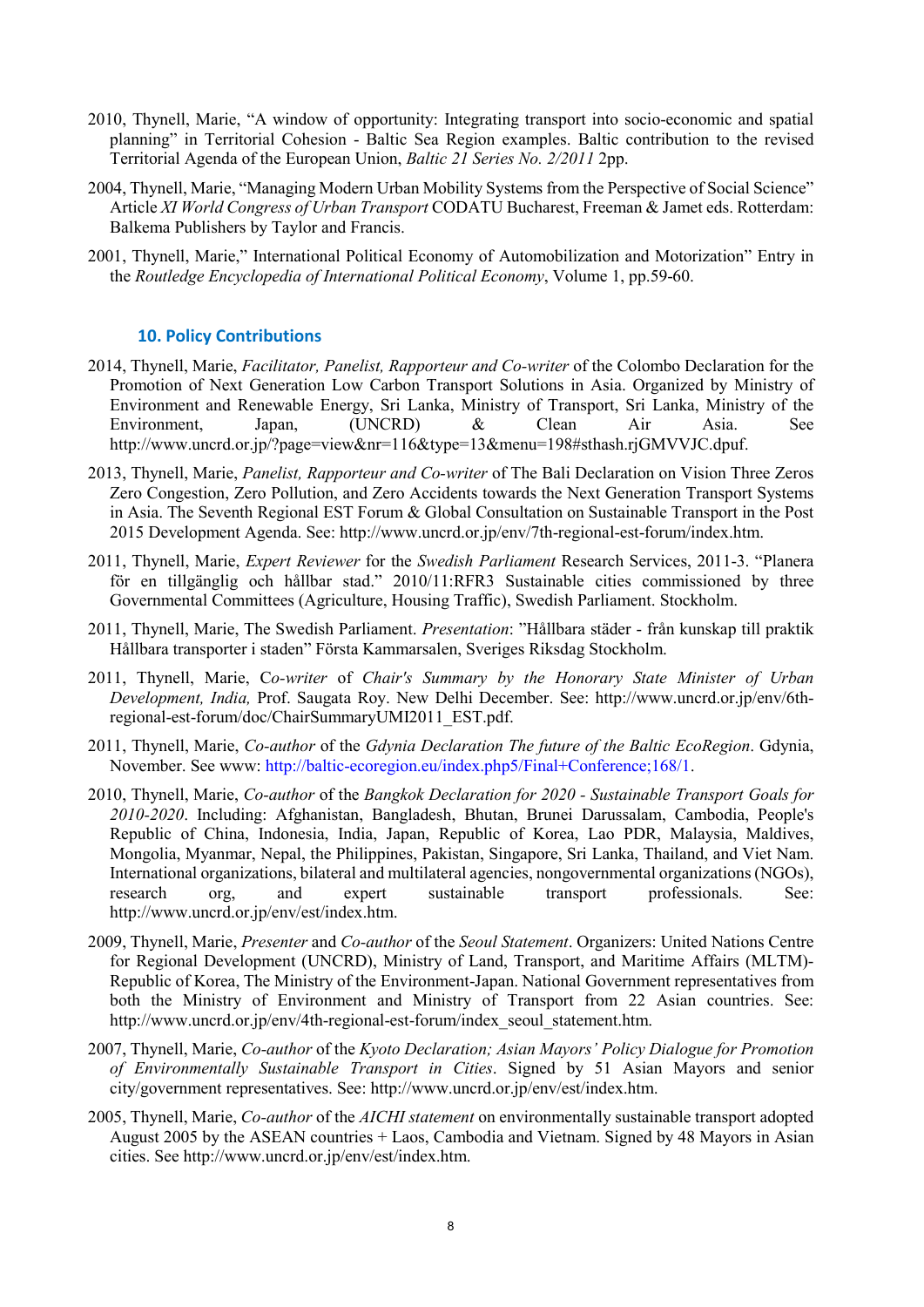2010, Thynell, Marie, “A window of opportunity: Integrating transport into socio-economic and spatial planning” in Territorial Cohesion - Baltic Sea Region examples. Baltic contribution to the revised Territorial Agenda of the European Union, *Baltic 21 Series No. 2/2011* 2pp.

2004, Thynell, Marie, “Managing Modern Urban Mobility Systems from the Perspective of Social Science” Article *XI World Congress of Urban Transport* CODATU Bucharest, Freeman & Jamet eds. Rotterdam: Balkema Publishers by Taylor and Francis.

2001, Thynell, Marie,” International Political Economy of Automobilization and Motorization” Entry in the *Routledge Encyclopedia of International Political Economy*, Volume 1, pp.59-60.

## 10. Policy Contributions

2014, Thynell, Marie, *Facilitator, Panelist, Rapporteur and Co-writer* of the Colombo Declaration for the Promotion of Next Generation Low Carbon Transport Solutions in Asia. Organized by Ministry of Environment and Renewable Energy, Sri Lanka, Ministry of Transport, Sri Lanka, Ministry of the Environment, Japan, (UNCRD) & Clean Air Asia. See http://www.uncrd.or.jp/?page=view&nr=116&type=13&menu=198#sthash.rjGMVVJC.dpuf.

2013, Thynell, Marie, *Panelist, Rapporteur and Co-writer* of The Bali Declaration on Vision Three Zeros Zero Congestion, Zero Pollution, and Zero Accidents towards the Next Generation Transport Systems in Asia. The Seventh Regional EST Forum & Global Consultation on Sustainable Transport in the Post 2015 Development Agenda. See: http://www.uncrd.or.jp/env/7th-regional-est-forum/index.htm.

2011, Thynell, Marie, *Expert Reviewer* for the *Swedish Parliament* Research Services, 2011-3. “Planera för en tillgänglig och hållbar stad.” 2010/11:RFR3 Sustainable cities commissioned by three Governmental Committees (Agriculture, Housing Traffic), Swedish Parliament. Stockholm.

2011, Thynell, Marie, The Swedish Parliament. *Presentation*: ”Hållbara städer - från kunskap till praktik Hållbara transporter i staden” Första Kammarsalen, Sveriges Riksdag Stockholm.

2011, Thynell, Marie, C*o-writer* of *Chair's Summary by the Honorary State Minister of Urban Development, India,* Prof. Saugata Roy. New Delhi December. See: http://www.uncrd.or.jp/env/6th-regional-est-forum/doc/ChairSummaryUMI2011_EST.pdf.

2011, Thynell, Marie, *Co-author* of the *Gdynia Declaration The future of the Baltic EcoRegion*. Gdynia, November. See www: http://baltic-ecoregion.eu/index.php5/Final+Conference;168/1.

2010, Thynell, Marie, *Co-author* of the *Bangkok Declaration for 2020 - Sustainable Transport Goals for 2010-2020*. Including: Afghanistan, Bangladesh, Bhutan, Brunei Darussalam, Cambodia, People's Republic of China, Indonesia, India, Japan, Republic of Korea, Lao PDR, Malaysia, Maldives, Mongolia, Myanmar, Nepal, the Philippines, Pakistan, Singapore, Sri Lanka, Thailand, and Viet Nam. International organizations, bilateral and multilateral agencies, nongovernmental organizations (NGOs), research org, and expert sustainable transport professionals. See: http://www.uncrd.or.jp/env/est/index.htm.

2009, Thynell, Marie, *Presenter* and *Co-author* of the *Seoul Statement*. Organizers: United Nations Centre for Regional Development (UNCRD), Ministry of Land, Transport, and Maritime Affairs (MLTM)-Republic of Korea, The Ministry of the Environment-Japan. National Government representatives from both the Ministry of Environment and Ministry of Transport from 22 Asian countries. See: http://www.uncrd.or.jp/env/4th-regional-est-forum/index_seoul_statement.htm.

2007, Thynell, Marie, *Co-author* of the *Kyoto Declaration; Asian Mayors' Policy Dialogue for Promotion of Environmentally Sustainable Transport in Cities*. Signed by 51 Asian Mayors and senior city/government representatives. See: http://www.uncrd.or.jp/env/est/index.htm.

2005, Thynell, Marie, *Co-author* of the *AICHI statement* on environmentally sustainable transport adopted August 2005 by the ASEAN countries + Laos, Cambodia and Vietnam. Signed by 48 Mayors in Asian cities. See http://www.uncrd.or.jp/env/est/index.htm.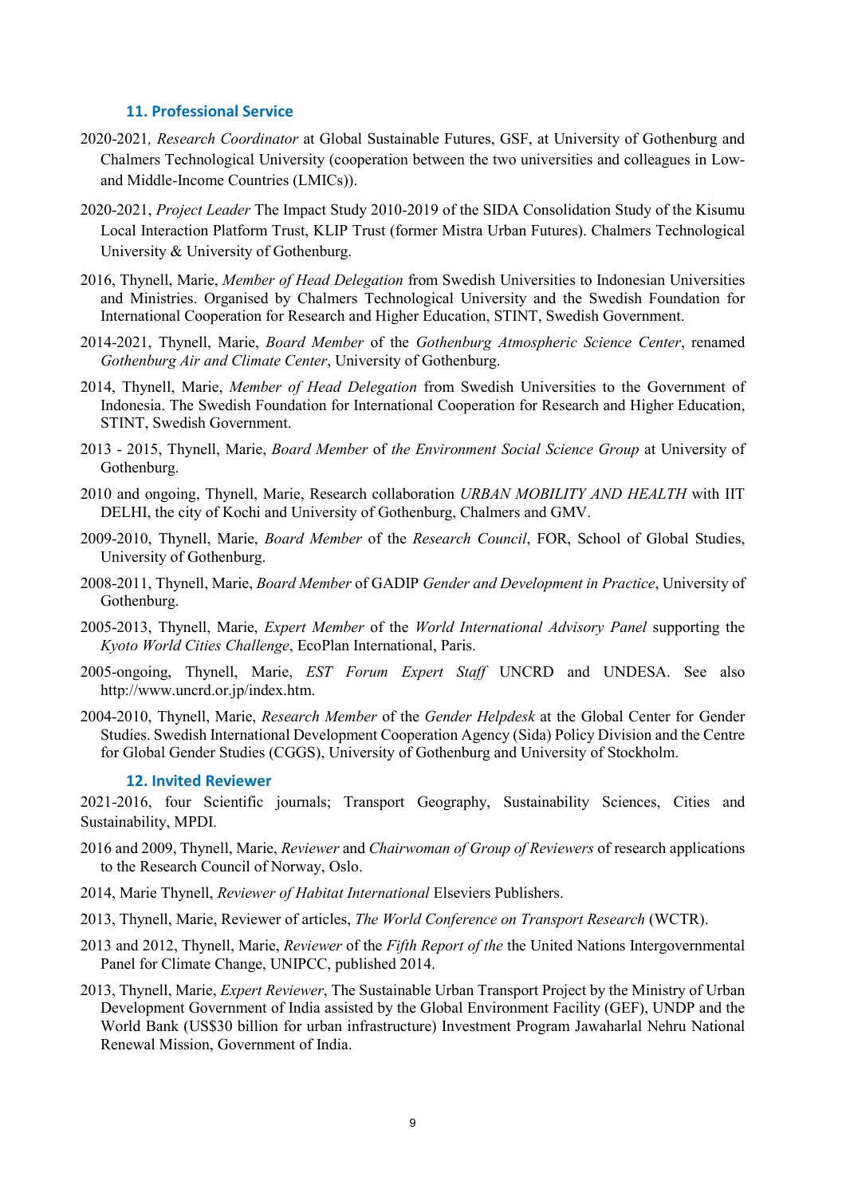### 11. Professional Service

2020-2021*, Research Coordinator* at Global Sustainable Futures, GSF, at University of Gothenburg and Chalmers Technological University (cooperation between the two universities and colleagues in Low- and Middle-Income Countries (LMICs)).

2020-2021, *Project Leader* The Impact Study 2010-2019 of the SIDA Consolidation Study of the Kisumu Local Interaction Platform Trust, KLIP Trust (former Mistra Urban Futures). Chalmers Technological University & University of Gothenburg.

2016, Thynell, Marie, *Member of Head Delegation* from Swedish Universities to Indonesian Universities and Ministries. Organised by Chalmers Technological University and the Swedish Foundation for International Cooperation for Research and Higher Education, STINT, Swedish Government.

2014-2021, Thynell, Marie, *Board Member* of the *Gothenburg Atmospheric Science Center*, renamed *Gothenburg Air and Climate Center*, University of Gothenburg.

2014, Thynell, Marie, *Member of Head Delegation* from Swedish Universities to the Government of Indonesia. The Swedish Foundation for International Cooperation for Research and Higher Education, STINT, Swedish Government.

2013 - 2015, Thynell, Marie, *Board Member* of *the Environment Social Science Group* at University of Gothenburg.

2010 and ongoing, Thynell, Marie, Research collaboration *URBAN MOBILITY AND HEALTH* with IIT DELHI, the city of Kochi and University of Gothenburg, Chalmers and GMV.

2009-2010, Thynell, Marie, *Board Member* of the *Research Council*, FOR, School of Global Studies, University of Gothenburg.

2008-2011, Thynell, Marie, *Board Member* of GADIP *Gender and Development in Practice*, University of Gothenburg.

2005-2013, Thynell, Marie, *Expert Member* of the *World International Advisory Panel* supporting the *Kyoto World Cities Challenge*, EcoPlan International, Paris.

2005-ongoing, Thynell, Marie, *EST Forum Expert Staff* UNCRD and UNDESA. See also http://www.uncrd.or.jp/index.htm.

2004-2010, Thynell, Marie, *Research Member* of the *Gender Helpdesk* at the Global Center for Gender Studies. Swedish International Development Cooperation Agency (Sida) Policy Division and the Centre for Global Gender Studies (CGGS), University of Gothenburg and University of Stockholm.

### 12. Invited Reviewer

2021-2016, four Scientific journals; Transport Geography, Sustainability Sciences, Cities and Sustainability, MPDI.

2016 and 2009, Thynell, Marie, *Reviewer* and *Chairwoman of Group of Reviewers* of research applications to the Research Council of Norway, Oslo.

2014, Marie Thynell, *Reviewer of Habitat International* Elseviers Publishers.

2013, Thynell, Marie, Reviewer of articles, *The World Conference on Transport Research* (WCTR).

2013 and 2012, Thynell, Marie, *Reviewer* of the *Fifth Report of the* the United Nations Intergovernmental Panel for Climate Change, UNIPCC, published 2014.

2013, Thynell, Marie, *Expert Reviewer*, The Sustainable Urban Transport Project by the Ministry of Urban Development Government of India assisted by the Global Environment Facility (GEF), UNDP and the World Bank (US$30 billion for urban infrastructure) Investment Program Jawaharlal Nehru National Renewal Mission, Government of India.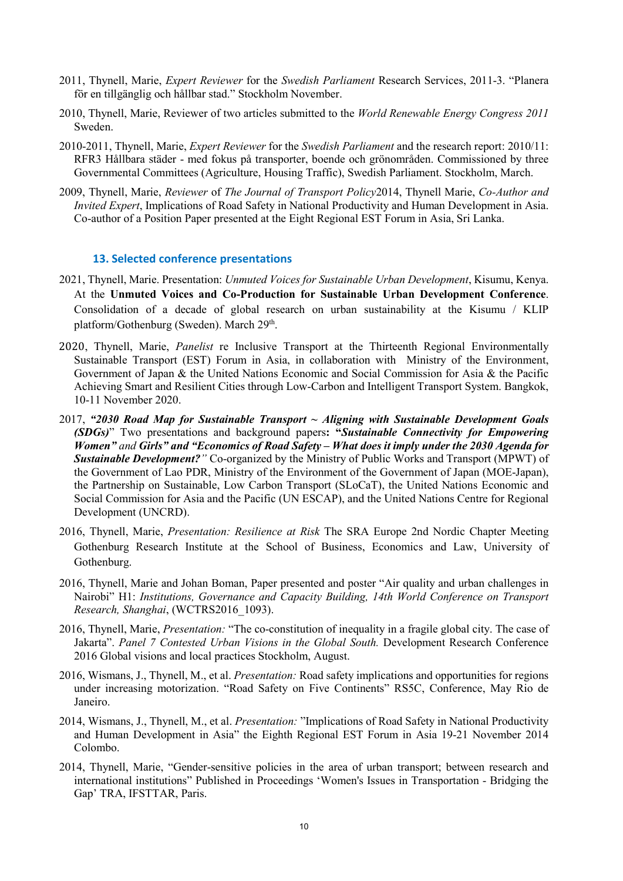2011, Thynell, Marie, *Expert Reviewer* for the *Swedish Parliament* Research Services, 2011-3. "Planera för en tillgänglig och hållbar stad." Stockholm November.

2010, Thynell, Marie, Reviewer of two articles submitted to the *World Renewable Energy Congress 2011* Sweden.

2010-2011, Thynell, Marie, *Expert Reviewer* for the *Swedish Parliament* and the research report: 2010/11: RFR3 Hållbara städer - med fokus på transporter, boende och grönområden. Commissioned by three Governmental Committees (Agriculture, Housing Traffic), Swedish Parliament. Stockholm, March.

2009, Thynell, Marie, *Reviewer* of *The Journal of Transport Policy*2014, Thynell Marie, *Co-Author and Invited Expert*, Implications of Road Safety in National Productivity and Human Development in Asia. Co-author of a Position Paper presented at the Eight Regional EST Forum in Asia, Sri Lanka.

## 13. Selected conference presentations

2021, Thynell, Marie. Presentation: *Unmuted Voices for Sustainable Urban Development*, Kisumu, Kenya. At the **Unmuted Voices and Co-Production for Sustainable Urban Development Conference**. Consolidation of a decade of global research on urban sustainability at the Kisumu / KLIP platform/Gothenburg (Sweden). March 29th.

2020, Thynell, Marie, *Panelist* re Inclusive Transport at the Thirteenth Regional Environmentally Sustainable Transport (EST) Forum in Asia, in collaboration with Ministry of the Environment, Government of Japan & the United Nations Economic and Social Commission for Asia & the Pacific Achieving Smart and Resilient Cities through Low-Carbon and Intelligent Transport System. Bangkok, 10-11 November 2020.

2017, ***"2030 Road Map for Sustainable Transport ~ Aligning with Sustainable Development Goals (SDGs)***" Two presentations and background papers**: "*Sustainable Connectivity for Empowering Women"*** *and* ***Girls" and "Economics of Road Safety – What does it imply under the 2030 Agenda for Sustainable Development?****"* Co-organized by the Ministry of Public Works and Transport (MPWT) of the Government of Lao PDR, Ministry of the Environment of the Government of Japan (MOE-Japan), the Partnership on Sustainable, Low Carbon Transport (SLoCaT), the United Nations Economic and Social Commission for Asia and the Pacific (UN ESCAP), and the United Nations Centre for Regional Development (UNCRD).

2016, Thynell, Marie, *Presentation: Resilience at Risk* The SRA Europe 2nd Nordic Chapter Meeting Gothenburg Research Institute at the School of Business, Economics and Law, University of Gothenburg.

2016, Thynell, Marie and Johan Boman, Paper presented and poster "Air quality and urban challenges in Nairobi" H1: *Institutions, Governance and Capacity Building, 14th World Conference on Transport Research, Shanghai*, (WCTRS2016_1093).

2016, Thynell, Marie, *Presentation:* "The co-constitution of inequality in a fragile global city. The case of Jakarta". *Panel 7 Contested Urban Visions in the Global South.* Development Research Conference 2016 Global visions and local practices Stockholm, August.

2016, Wismans, J., Thynell, M., et al. *Presentation:* Road safety implications and opportunities for regions under increasing motorization. "Road Safety on Five Continents" RS5C, Conference, May Rio de Janeiro.

2014, Wismans, J., Thynell, M., et al. *Presentation:* "Implications of Road Safety in National Productivity and Human Development in Asia" the Eighth Regional EST Forum in Asia 19-21 November 2014 Colombo.

2014, Thynell, Marie, "Gender-sensitive policies in the area of urban transport; between research and international institutions" Published in Proceedings 'Women's Issues in Transportation - Bridging the Gap' TRA, IFSTTAR, Paris.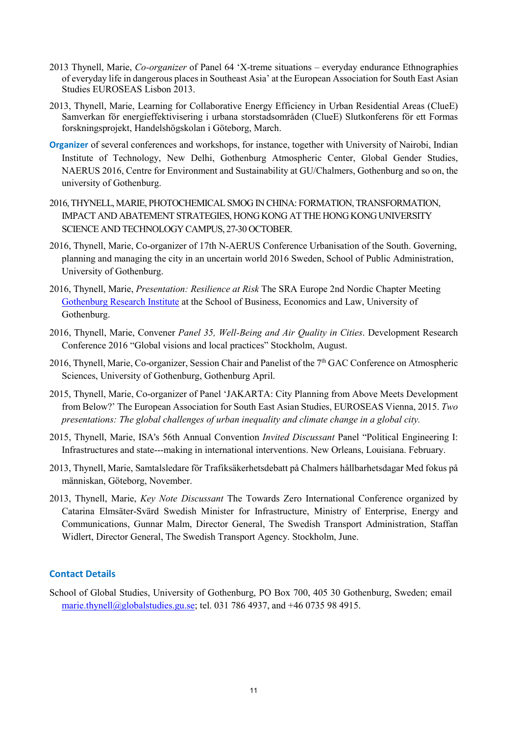2013 Thynell, Marie, *Co-organizer* of Panel 64 'X-treme situations – everyday endurance Ethnographies of everyday life in dangerous places in Southeast Asia' at the European Association for South East Asian Studies EUROSEAS Lisbon 2013.

2013, Thynell, Marie, Learning for Collaborative Energy Efficiency in Urban Residential Areas (ClueE) Samverkan för energieffektivisering i urbana storstadsområden (ClueE) Slutkonferens för ett Formas forskningsprojekt, Handelshögskolan i Göteborg, March.

**Organizer** of several conferences and workshops, for instance, together with University of Nairobi, Indian Institute of Technology, New Delhi, Gothenburg Atmospheric Center, Global Gender Studies, NAERUS 2016, Centre for Environment and Sustainability at GU/Chalmers, Gothenburg and so on, the university of Gothenburg.

2016, THYNELL, MARIE, PHOTOCHEMICAL SMOG IN CHINA: FORMATION, TRANSFORMATION, IMPACT AND ABATEMENT STRATEGIES, HONG KONG AT THE HONG KONG UNIVERSITY SCIENCE AND TECHNOLOGY CAMPUS, 27-30 OCTOBER.

2016, Thynell, Marie, Co-organizer of 17th N-AERUS Conference Urbanisation of the South. Governing, planning and managing the city in an uncertain world 2016 Sweden, School of Public Administration, University of Gothenburg.

2016, Thynell, Marie, *Presentation: Resilience at Risk* The SRA Europe 2nd Nordic Chapter Meeting Gothenburg Research Institute at the School of Business, Economics and Law, University of Gothenburg.

2016, Thynell, Marie, Convener *Panel 35, Well-Being and Air Quality in Cities*. Development Research Conference 2016 "Global visions and local practices" Stockholm, August.

2016, Thynell, Marie, Co-organizer, Session Chair and Panelist of the 7th GAC Conference on Atmospheric Sciences, University of Gothenburg, Gothenburg April.

2015, Thynell, Marie, Co-organizer of Panel 'JAKARTA: City Planning from Above Meets Development from Below?' The European Association for South East Asian Studies, EUROSEAS Vienna, 2015. *Two presentations: The global challenges of urban inequality and climate change in a global city.*

2015, Thynell, Marie, ISA's 56th Annual Convention *Invited Discussant* Panel "Political Engineering I: Infrastructures and state---making in international interventions. New Orleans, Louisiana. February.

2013, Thynell, Marie, Samtalsledare för Trafiksäkerhetsdebatt på Chalmers hållbarhetsdagar Med fokus på människan, Göteborg, November.

2013, Thynell, Marie, *Key Note Discussant* The Towards Zero International Conference organized by Catarina Elmsäter-Svärd Swedish Minister for Infrastructure, Ministry of Enterprise, Energy and Communications, Gunnar Malm, Director General, The Swedish Transport Administration, Staffan Widlert, Director General, The Swedish Transport Agency. Stockholm, June.

## Contact Details

School of Global Studies, University of Gothenburg, PO Box 700, 405 30 Gothenburg, Sweden; email marie.thynell@globalstudies.gu.se; tel. 031 786 4937, and +46 0735 98 4915.